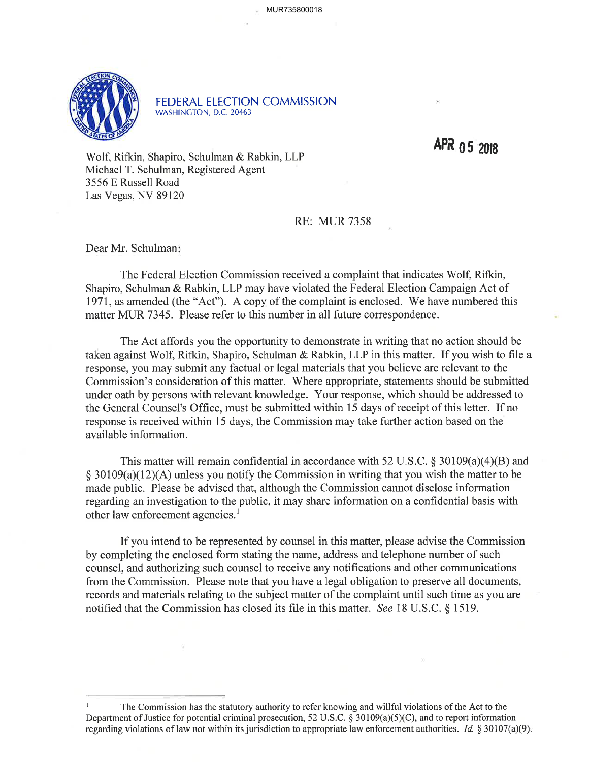MUR735800018

# FEDERAL ELECTION COMMISSION

WASHINGTON, D.C. 20463

**APR 05 2018**

Wolf, Rifkin, Shapiro, Schulman & Rabkin, LLP
Michael T. Schulman, Registered Agent
3556 E Russell Road
Las Vegas, NV 89120

RE: MUR 7358

Dear Mr. Schulman:

The Federal Election Commission received a complaint that indicates Wolf, Rifkin, Shapiro, Schulman & Rabkin, LLP may have violated the Federal Election Campaign Act of 1971, as amended (the "Act"). A copy of the complaint is enclosed. We have numbered this matter MUR 7345. Please refer to this number in all future correspondence.

The Act affords you the opportunity to demonstrate in writing that no action should be taken against Wolf, Rifkin, Shapiro, Schulman & Rabkin, LLP in this matter. If you wish to file a response, you may submit any factual or legal materials that you believe are relevant to the Commission's consideration of this matter. Where appropriate, statements should be submitted under oath by persons with relevant knowledge. Your response, which should be addressed to the General Counsel's Office, must be submitted within 15 days of receipt of this letter. If no response is received within 15 days, the Commission may take further action based on the available information.

This matter will remain confidential in accordance with 52 U.S.C. § 30109(a)(4)(B) and § 30109(a)(12)(A) unless you notify the Commission in writing that you wish the matter to be made public. Please be advised that, although the Commission cannot disclose information regarding an investigation to the public, it may share information on a confidential basis with other law enforcement agencies.[1]

If you intend to be represented by counsel in this matter, please advise the Commission by completing the enclosed form stating the name, address and telephone number of such counsel, and authorizing such counsel to receive any notifications and other communications from the Commission. Please note that you have a legal obligation to preserve all documents, records and materials relating to the subject matter of the complaint until such time as you are notified that the Commission has closed its file in this matter. *See* 18 U.S.C. § 1519.

---

[1] The Commission has the statutory authority to refer knowing and willful violations of the Act to the Department of Justice for potential criminal prosecution, 52 U.S.C. § 30109(a)(5)(C), and to report information regarding violations of law not within its jurisdiction to appropriate law enforcement authorities. *Id.* § 30107(a)(9).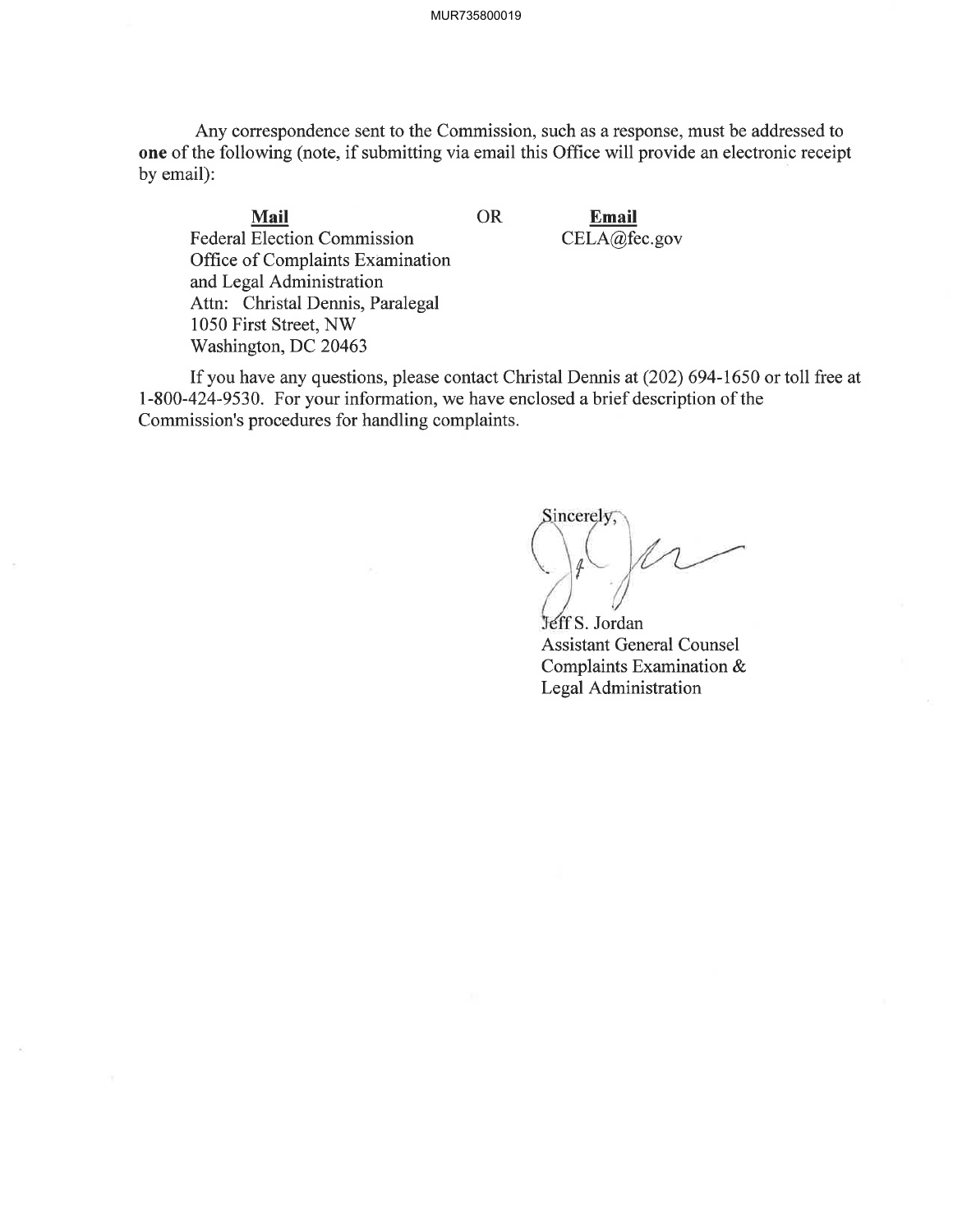Any correspondence sent to the Commission, such as a response, must be addressed to **one** of the following (note, if submitting via email this Office will provide an electronic receipt by email):

| **Mail** | OR | **Email** |
|---|---|---|
| Federal Election Commission<br>Office of Complaints Examination and Legal Administration<br>Attn: Christal Dennis, Paralegal<br>1050 First Street, NW<br>Washington, DC 20463 | | CELA@fec.gov |

If you have any questions, please contact Christal Dennis at (202) 694-1650 or toll free at 1-800-424-9530. For your information, we have enclosed a brief description of the Commission's procedures for handling complaints.

Sincerely,

Jeff S. Jordan
Assistant General Counsel
Complaints Examination &
Legal Administration